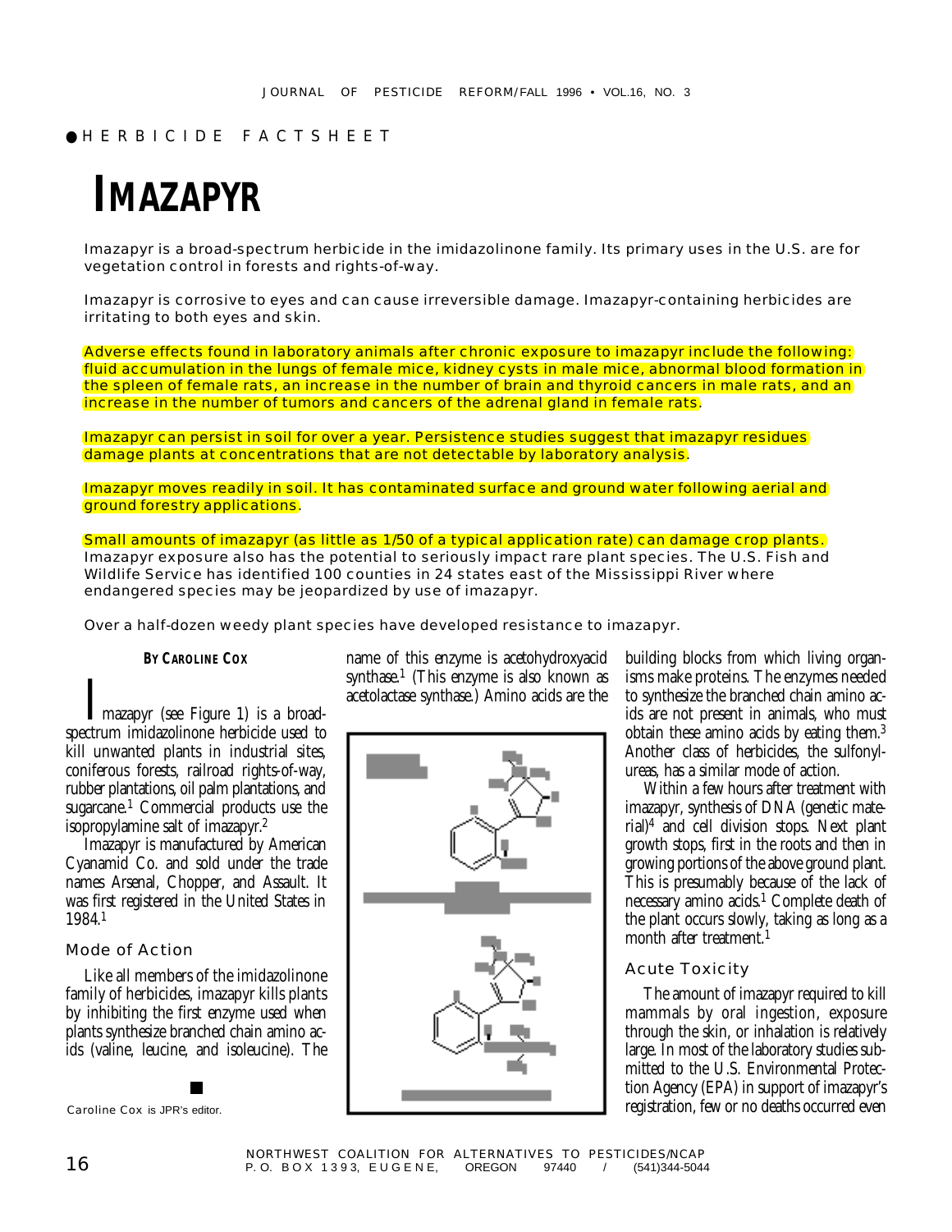HERBICIDE FACTSHEET

# IMAZAPYR

Imazapyr is a broad-spectrum herbicide in the imidazolinone family. Its primary uses in the U.S. are for vegetation control in forests and rights-of-way.

Imazapyr is corrosive to eyes and can cause irreversible damage. Imazapyr-containing herbicides are irritating to both eyes and skin.

Adverse effects found in laboratory animals after chronic exposure to imazapyr include the following: fluid accumulation in the lungs of female mice, kidney cysts in male mice, abnormal blood formation in the spleen of female rats, an increase in the number of brain and thyroid cancers in male rats, and an increase in the number of tumors and cancers of the adrenal gland in female rats.

Imazapyr can persist in soil for over a year. Persistence studies suggest that imazapyr residues damage plants at concentrations that are not detectable by laboratory analysis.

Imazapyr moves readily in soil. It has contaminated surface and ground water following aerial and ground forestry applications.

Small amounts of imazapyr (as little as 1/50 of a typical application rate) can damage crop plants. Imazapyr exposure also has the potential to seriously impact rare plant species. The U.S. Fish and Wildlife Service has identified 100 counties in 24 states east of the Mississippi River where endangered species may be jeopardized by use of imazapyr.

Over a half-dozen weedy plant species have developed resistance to imazapyr.

**BY CAROLINE COX**

Imazapyr (see Figure 1) is a broad-spectrum imidazolinone herbicide used to kill unwanted plants in industrial sites, coniferous forests, railroad rights-of-way, rubber plantations, oil palm plantations, and sugarcane.[1] Commercial products use the isopropylamine salt of imazapyr.[2]

Imazapyr is manufactured by American Cyanamid Co. and sold under the trade names Arsenal, Chopper, and Assault. It was first registered in the United States in 1984.[1]

## Mode of Action

Like all members of the imidazolinone family of herbicides, imazapyr kills plants by inhibiting the first enzyme used when plants synthesize branched chain amino acids (valine, leucine, and isoleucine). The name of this enzyme is acetohydroxyacid synthase.[1] (This enzyme is also known as acetolactase synthase.) Amino acids are the building blocks from which living organisms make proteins. The enzymes needed to synthesize the branched chain amino acids are not present in animals, who must obtain these amino acids by eating them.[3] Another class of herbicides, the sulfonylureas, has a similar mode of action.

Within a few hours after treatment with imazapyr, synthesis of DNA (genetic material)[4] and cell division stops. Next plant growth stops, first in the roots and then in growing portions of the above ground plant. This is presumably because of the lack of necessary amino acids.[1] Complete death of the plant occurs slowly, taking as long as a month after treatment.[1]

## Acute Toxicity

The amount of imazapyr required to kill mammals by oral ingestion, exposure through the skin, or inhalation is relatively large. In most of the laboratory studies submitted to the U.S. Environmental Protection Agency (EPA) in support of imazapyr's registration, few or no deaths occurred even

Caroline Cox is JPR's editor.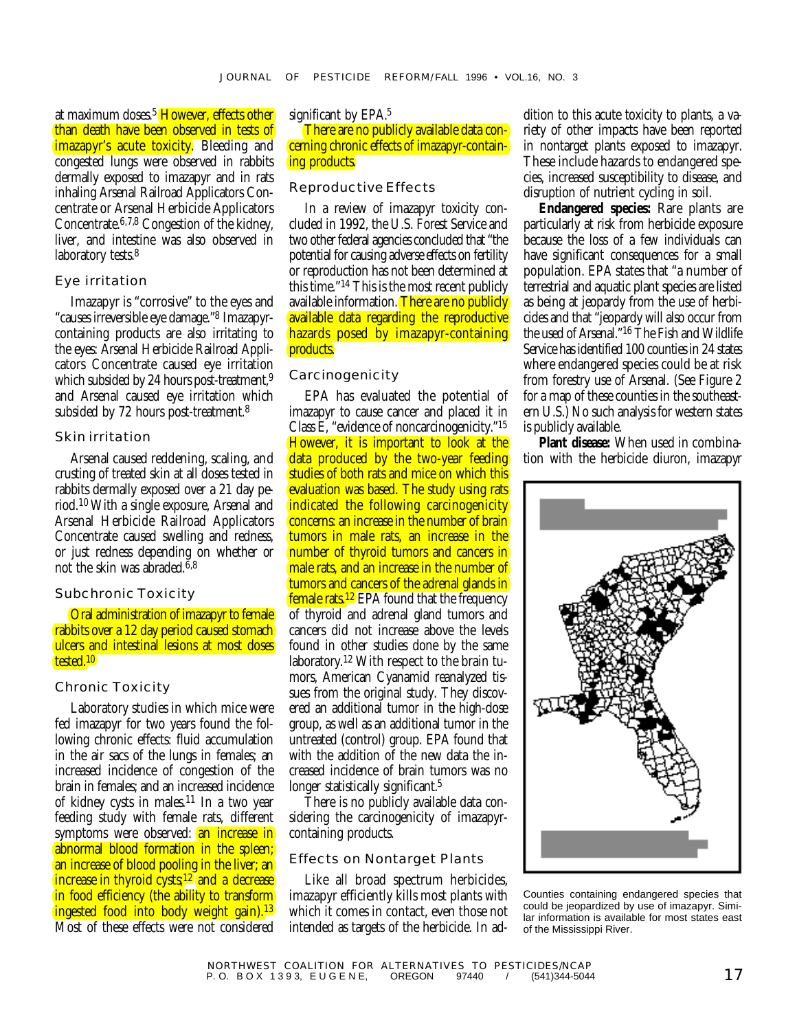at maximum doses.[5] However, effects other than death have been observed in tests of imazapyr's acute toxicity. Bleeding and congested lungs were observed in rabbits dermally exposed to imazapyr and in rats inhaling Arsenal Railroad Applicators Concentrate or Arsenal Herbicide Applicators Concentrate.[6,7,8] Congestion of the kidney, liver, and intestine was also observed in laboratory tests.[8]

### Eye irritation

Imazapyr is "corrosive" to the eyes and "causes irreversible eye damage."[8] Imazapyr-containing products are also irritating to the eyes: Arsenal Herbicide Railroad Applicators Concentrate caused eye irritation which subsided by 24 hours post-treatment,[9] and Arsenal caused eye irritation which subsided by 72 hours post-treatment.[8]

### Skin irritation

Arsenal caused reddening, scaling, and crusting of treated skin at all doses tested in rabbits dermally exposed over a 21 day period.[10] With a single exposure, Arsenal and Arsenal Herbicide Railroad Applicators Concentrate caused swelling and redness, or just redness depending on whether or not the skin was abraded.[6,8]

### Subchronic Toxicity

Oral administration of imazapyr to female rabbits over a 12 day period caused stomach ulcers and intestinal lesions at most doses tested.[10]

### Chronic Toxicity

Laboratory studies in which mice were fed imazapyr for two years found the following chronic effects: fluid accumulation in the air sacs of the lungs in females; an increased incidence of congestion of the brain in females; and an increased incidence of kidney cysts in males.[11] In a two year feeding study with female rats, different symptoms were observed: an increase in abnormal blood formation in the spleen; an increase of blood pooling in the liver; an increase in thyroid cysts;[12] and a decrease in food efficiency (the ability to transform ingested food into body weight gain).[13] Most of these effects were not considered significant by EPA.[5]

There are no publicly available data concerning chronic effects of imazapyr-containing products.

### Reproductive Effects

In a review of imazapyr toxicity concluded in 1992, the U.S. Forest Service and two other federal agencies concluded that "the potential for causing adverse effects on fertility or reproduction has not been determined at this time."[14] This is the most recent publicly available information. There are no publicly available data regarding the reproductive hazards posed by imazapyr-containing products.

### Carcinogenicity

EPA has evaluated the potential of imazapyr to cause cancer and placed it in Class E, "evidence of noncarcinogenicity."[15] However, it is important to look at the data produced by the two-year feeding studies of both rats and mice on which this evaluation was based. The study using rats indicated the following carcinogenicity concerns: an increase in the number of brain tumors in male rats, an increase in the number of thyroid tumors and cancers in male rats, and an increase in the number of tumors and cancers of the adrenal glands in female rats.[12] EPA found that the frequency of thyroid and adrenal gland tumors and cancers did not increase above the levels found in other studies done by the same laboratory.[12] With respect to the brain tumors, American Cyanamid reanalyzed tissues from the original study. They discovered an additional tumor in the high-dose group, as well as an additional tumor in the untreated (control) group. EPA found that with the addition of the new data the increased incidence of brain tumors was no longer statistically significant.[5]

There is no publicly available data considering the carcinogenicity of imazapyr-containing products.

### Effects on Nontarget Plants

Like all broad spectrum herbicides, imazapyr efficiently kills most plants with which it comes in contact, even those not intended as targets of the herbicide. In addition to this acute toxicity to plants, a variety of other impacts have been reported in nontarget plants exposed to imazapyr. These include hazards to endangered species, increased susceptibility to disease, and disruption of nutrient cycling in soil.

**Endangered species:** Rare plants are particularly at risk from herbicide exposure because the loss of a few individuals can have significant consequences for a small population. EPA states that "a number of terrestrial and aquatic plant species are listed as being at jeopardy from the use of herbicides and that "jeopardy will also occur from the used of Arsenal."[16] The Fish and Wildlife Service has identified 100 counties in 24 states where endangered species could be at risk from forestry use of Arsenal. (See Figure 2 for a map of these counties in the southeastern U.S.) No such analysis for western states is publicly available.

**Plant disease:** When used in combination with the herbicide diuron, imazapyr

Counties containing endangered species that could be jeopardized by use of imazapyr. Similar information is available for most states east of the Mississippi River.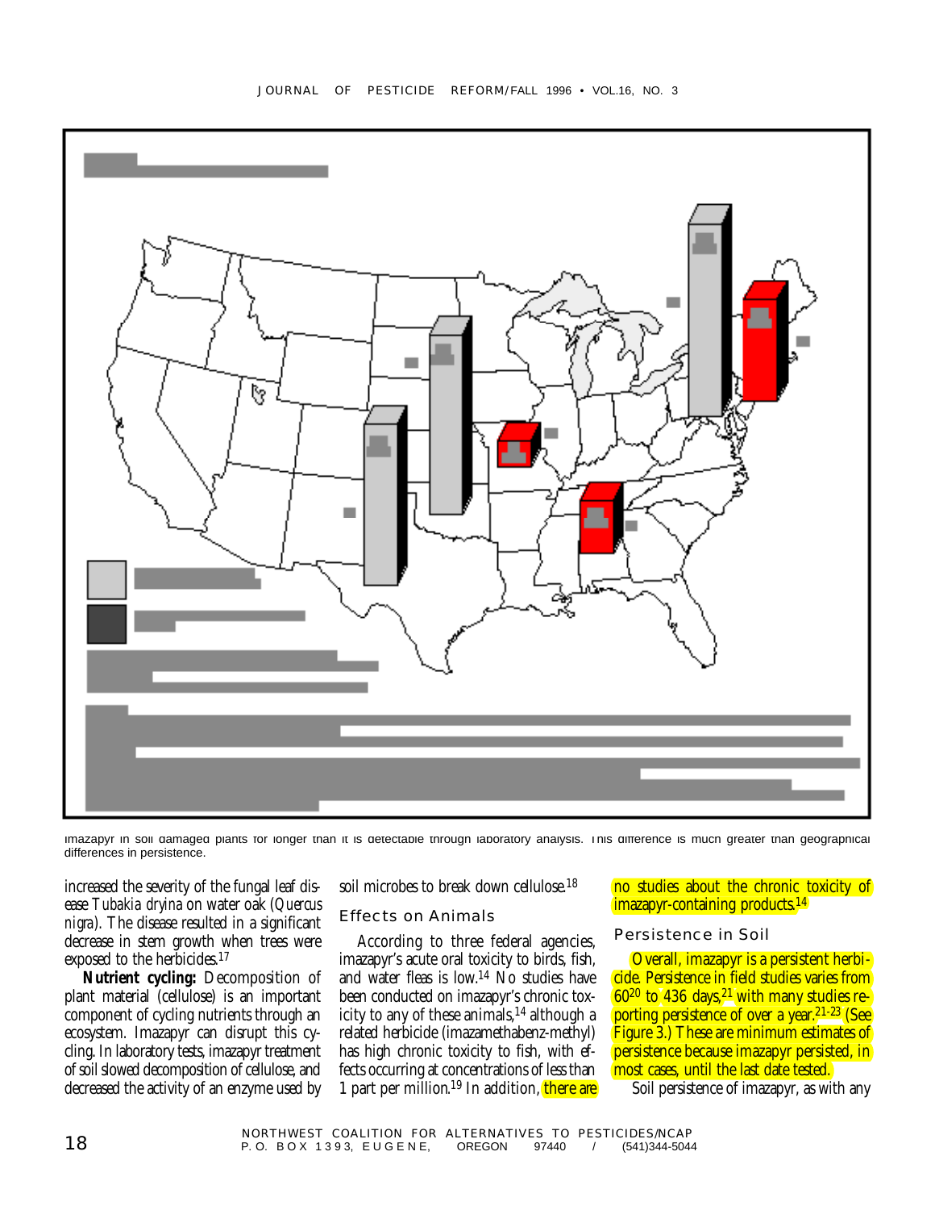imazapyr in soil damaged plants for longer than it is detectable through laboratory analysis. This difference is much greater than geographical differences in persistence.

increased the severity of the fungal leaf disease *Tubakia dryina* on water oak (*Quercus nigra*). The disease resulted in a significant decrease in stem growth when trees were exposed to the herbicides.[17]

**Nutrient cycling:** Decomposition of plant material (cellulose) is an important component of cycling nutrients through an ecosystem. Imazapyr can disrupt this cycling. In laboratory tests, imazapyr treatment of soil slowed decomposition of cellulose, and decreased the activity of an enzyme used by soil microbes to break down cellulose.[18]

## Effects on Animals

According to three federal agencies, imazapyr's acute oral toxicity to birds, fish, and water fleas is low.[14] No studies have been conducted on imazapyr's chronic toxicity to any of these animals,[14] although a related herbicide (imazamethabenz-methyl) has high chronic toxicity to fish, with effects occurring at concentrations of less than 1 part per million.[19] In addition, there are no studies about the chronic toxicity of imazapyr-containing products.[14]

## Persistence in Soil

Overall, imazapyr is a persistent herbicide. Persistence in field studies varies from 60[20] to 436 days,[21] with many studies reporting persistence of over a year.[21-23] (See Figure 3.) These are minimum estimates of persistence because imazapyr persisted, in most cases, until the last date tested.

Soil persistence of imazapyr, as with any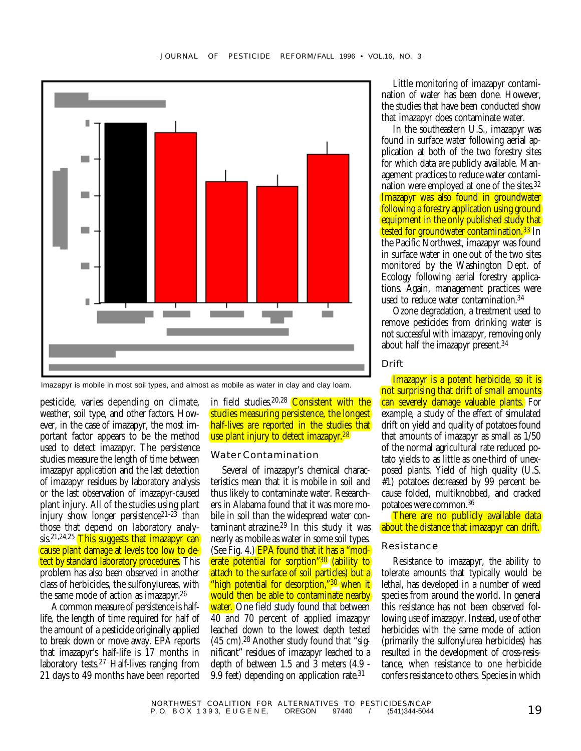Imazapyr is mobile in most soil types, and almost as mobile as water in clay and clay loam.

pesticide, varies depending on climate, weather, soil type, and other factors. However, in the case of imazapyr, the most important factor appears to be the method used to detect imazapyr. The persistence studies measure the length of time between imazapyr application and the last detection of imazapyr residues by laboratory analysis or the last observation of imazapyr-caused plant injury. All of the studies using plant injury show longer persistence[21-23] than those that depend on laboratory analysis.[21,24,25] This suggests that imazapyr can cause plant damage at levels too low to detect by standard laboratory procedures. This problem has also been observed in another class of herbicides, the sulfonylureas, with the same mode of action as imazapyr.[26]

A common measure of persistence is half-life, the length of time required for half of the amount of a pesticide originally applied to break down or move away. EPA reports that imazapyr's half-life is 17 months in laboratory tests.[27] Half-lives ranging from 21 days to 49 months have been reported in field studies.[20,28] Consistent with the studies measuring persistence, the longest half-lives are reported in the studies that use plant injury to detect imazapyr.[28]

## Water Contamination

Several of imazapyr's chemical characteristics mean that it is mobile in soil and thus likely to contaminate water. Researchers in Alabama found that it was more mobile in soil than the widespread water contaminant atrazine.[29] In this study it was nearly as mobile as water in some soil types. (See Fig. 4.) EPA found that it has a "moderate potential for sorption"[30] (ability to attach to the surface of soil particles) but a "high potential for desorption,"[30] when it would then be able to contaminate nearby water. One field study found that between 40 and 70 percent of applied imazapyr leached down to the lowest depth tested (45 cm).[28] Another study found that "significant" residues of imazapyr leached to a depth of between 1.5 and 3 meters (4.9 - 9.9 feet) depending on application rate.[31]

Little monitoring of imazapyr contamination of water has been done. However, the studies that have been conducted show that imazapyr does contaminate water.

In the southeastern U.S., imazapyr was found in surface water following aerial application at both of the two forestry sites for which data are publicly available. Management practices to reduce water contamination were employed at one of the sites.[32] Imazapyr was also found in groundwater following a forestry application using ground equipment in the only published study that tested for groundwater contamination.[33] In the Pacific Northwest, imazapyr was found in surface water in one out of the two sites monitored by the Washington Dept. of Ecology following aerial forestry applications. Again, management practices were used to reduce water contamination.[34]

Ozone degradation, a treatment used to remove pesticides from drinking water is not successful with imazapyr, removing only about half the imazapyr present.[34]

## Drift

Imazapyr is a potent herbicide, so it is not surprising that drift of small amounts can severely damage valuable plants. For example, a study of the effect of simulated drift on yield and quality of potatoes found that amounts of imazapyr as small as 1/50 of the normal agricultural rate reduced potato yields to as little as one-third of unexposed plants. Yield of high quality (U.S. #1) potatoes decreased by 99 percent because folded, multiknobbed, and cracked potatoes were common.[36]

There are no publicly available data about the distance that imazapyr can drift.

## Resistance

Resistance to imazapyr, the ability to tolerate amounts that typically would be lethal, has developed in a number of weed species from around the world. In general this resistance has not been observed following use of imazapyr. Instead, use of other herbicides with the same mode of action (primarily the sulfonylurea herbicides) has resulted in the development of cross-resistance, when resistance to one herbicide confers resistance to others. Species in which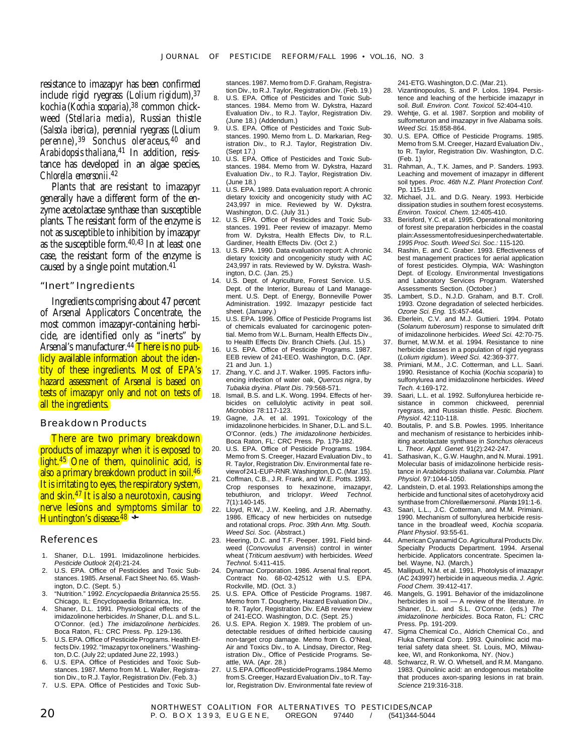resistance to imazapyr has been confirmed include rigid ryegrass (*Lolium rigidum*),[37] kochia (*Kochia scoparia*),[38] common chickweed (*Stellaria media*), Russian thistle (*Salsola iberica*), perennial ryegrass (*Lolium perenne*),[39] *Sonchus oleraceus*,[40] and *Arabidopsis thaliana*,[41] In addition, resistance has developed in an algae species, *Chlorella emersonii*.[42]

Plants that are resistant to imazapyr generally have a different form of the enzyme acetolactase synthase than susceptible plants. The resistant form of the enzyme is not as susceptible to inhibition by imazapyr as the susceptible form.[40,43] In at least one case, the resistant form of the enzyme is caused by a single point mutation.[41]

## "Inert" Ingredients

Ingredients comprising about 47 percent of Arsenal Applicators Concentrate, the most common imazapyr-containing herbicide, are identified only as "inerts" by Arsenal's manufacturer.[44] There is no publicly available information about the identity of these ingredients. Most of EPA's hazard assessment of Arsenal is based on tests of imazapyr only and not on tests of all the ingredients.

## Breakdown Products

There are two primary breakdown products of imazapyr when it is exposed to light.[45] One of them, quinolinic acid, is also a primary breakdown product in soil.[46] It is irritating to eyes, the respiratory system, and skin.[47] It is also a neurotoxin, causing nerve lesions and symptoms similar to Huntington's disease.[48]

## References

1. Shaner, D.L. 1991. Imidazolinone herbicides. *Pesticide Outlook* 2(4):21-24.
2. U.S. EPA. Office of Pesticides and Toxic Substances. 1985. Arsenal. Fact Sheet No. 65. Washington, D.C. (Sept. 5.)
3. "Nutrition." 1992. *Encyclopaedia Britannica* 25:55. Chicago, IL: Encyclopaedia Britannica, Inc.
4. Shaner, D.L. 1991. Physiological effects of the imidazolinone herbicides. *In* Shaner, D.L. and S.L. O'Connor. (ed.) *The imidazolinone herbicides.* Boca Raton, FL: CRC Press. Pp. 129-136.
5. U.S. EPA. Office of Pesticide Programs. Health Effects Div. 1992. "Imazapyr tox oneliners." Washington, D.C. (July 22; updated June 22, 1993.)
6. U.S. EPA. Office of Pesticides and Toxic Substances. 1987. Memo from M. L. Waller, Registration Div., to R.J. Taylor, Registration Div. (Feb. 3.)
7. U.S. EPA. Office of Pesticides and Toxic Substances. 1987. Memo from D.F. Graham, Registration Div., to R.J. Taylor, Registration Div. (Feb. 19.)
8. U.S. EPA. Office of Pesticides and Toxic Substances. 1984. Memo from W. Dykstra, Hazard Evaluation Div., to R.J. Taylor, Registration Div. (June 18.) (Addendum.)
9. U.S. EPA. Office of Pesticides and Toxic Substances. 1990. Memo from L. D. Markarian, Registration Div., to R.J. Taylor, Registration Div. (Sept 17.)
10. U.S. EPA. Office of Pesticides and Toxic Substances. 1984. Memo from W. Dykstra, Hazard Evaluation Div., to R.J. Taylor, Registration Div. (June 18.)
11. U.S. EPA. 1989. Data evaluation report: A chronic dietary toxicity and oncogenicity study with AC 243,997 in mice. Reviewed by W. Dykstra. Washington, D.C. (July 31.)
12. U.S. EPA. Office of Pesticides and Toxic Substances. 1991. Peer review of imazapyr. Memo from W. Dykstra, Health Effects Div, to R.L. Gardiner, Health Effects Div. (Oct 2.)
13. U.S. EPA. 1990. Data evaluation report: A chronic dietary toxicity and oncogenicity study with AC 243,997 in rats. Reviewed by W. Dykstra. Washington, D.C. (Jan. 25.)
14. U.S. Dept. of Agriculture, Forest Service. U.S. Dept. of the Interior, Bureau of Land Management. U.S. Dept. of Energy, Bonneville Power Administration. 1992. Imazapyr pesticide fact sheet. (January.)
15. U.S. EPA. 1996. Office of Pesticide Programs list of chemicals evaluated for carcinogenic potential. Memo from W.L. Burnam, Health Effects Div., to Health Effects Div. Branch Chiefs. (Jul. 15.)
16. U.S. EPA. Office of Pesticide Programs. 1987. EEB review of 241-EEO. Washington, D.C. (Apr. 21 and Jun. 1.)
17. Zhang, Y.C. and J.T. Walker. 1995. Factors influencing infection of water oak, *Quercus nigra*, by *Tubakia dryina*. *Plant Dis*. 79:568-571.
18. Ismail, B.S. and L.K. Wong. 1994. Effects of herbicides on cellulolytic activity in peat soil. *Microbios* 78:117-123.
19. Gagne, J.A. et al. 1991. Toxicology of the imidazolinone herbicides. In Shaner, D.L. and S.L. O'Connor. (eds.) *The imidazolinone herbicides*. Boca Raton, FL: CRC Press. Pp. 179-182.
20. U.S. EPA. Office of Pesticide Programs. 1984. Memo from S. Creeger, Hazard Evaluation Div., to R. Taylor, Registration Div. Environmental fate review of 241-EUP-RNR. Washington, D.C. (Mar. 15).
21. Coffman, C.B., J.R. Frank, and W.E. Potts. 1993. Crop responses to hexazinone, imazapyr, tebuthiuron, and triclopyr. *Weed Technol.* 7(1):140-145.
22. Lloyd, R.W., J.W. Keeling, and J.R. Abernathy. 1986. Efficacy of new herbicides on nutsedge and rotational crops. *Proc. 39th Ann. Mtg. South. Weed Sci. Soc.* (Abstract.)
23. Heering, D.C. and T.F. Peeper. 1991. Field bindweed (*Convovulus arvensis*) control in winter wheat (*Triticum aestivum*) with herbicides. *Weed Technol.* 5:411-415.
24. Dynamac Corporation. 1986. Arsenal final report. Contract No. 68-02-42512 with U.S. EPA. Rockville, MD. (Oct. 3.)
25. U.S. EPA. Office of Pesticide Programs. 1987. Memo from T. Dougherty, Hazard Evaluation Div., to R. Taylor, Registration Div. EAB review review of 241-ECO. Washington, D.C. (Sept. 25.)
26. U.S. EPA. Region X. 1989. The problem of undetectable residues of drifted herbicide causing non-target crop damage. Memo from G. O'Neal, Air and Toxics Div., to A. Lindsay, Director, Registration Div., Office of Pesticide Programs. Seattle, WA. (Apr. 28.)
27. U.S. EPA. Office of Pesticide Programs. 1984. Memo from S. Creeger, Hazard Evaluation Div., to R. Taylor, Registration Div. Environmental fate review of 241-ETG. Washington, D.C. (Mar. 21).
28. Vizantinopoulos, S. and P. Lolos. 1994. Persistence and leaching of the herbicide imazapyr in soil. *Bull. Environ. Cont. Toxicol.* 52:404-410.
29. Wehtje, G. et al. 1987. Sorption and mobility of sulfometuron and imazapyr in five Alabama soils. *Weed Sci.* 15:858-864.
30. U.S. EPA. Office of Pesticide Programs. 1985. Memo from S.M. Creeger, Hazard Evaluation Div., to R. Taylor, Registration Div. Washington, D.C. (Feb. 1)
31. Rahman, A., T.K. James, and P. Sanders. 1993. Leaching and movement of imazapyr in different soil types. *Proc. 46th N.Z. Plant Protection Conf.* Pp. 115-119.
32. Michael, J.L. and D.G. Neary. 1993. Herbicide dissipation studies in southern forest ecosystems. *Environ. Toxicol. Chem.* 12:405-410.
33. Berisford, Y.C. et al. 1995. Operational monitoring of forest site preparation herbicides in the coastal plain: Assessment of residues in perched water table. *1995 Proc. South. Weed Sci. Soc.:* 115-120.
34. Rashin, E. and C. Graber. 1993. Effectiveness of best management practices for aerial application of forest pesticides. Olympia, WA: Washington Dept. of Ecology. Environmental Investigations and Laboratory Services Program. Watershed Assessments Section. (October.)
35. Lambert, S.D., N.J.D. Graham, and B.T. Croll. 1993. Ozone degradation of selected herbicides. *Ozone Sci. Eng.* 15:457-464.
36. Eberlein, C.V. and M.J. Guttieri. 1994. Potato (*Solanum tuberosum*) response to simulated drift of imidazolinone herbicides. *Weed Sci.* 42:70-75.
37. Burnet, M.W.M. et al. 1994. Resistance to nine herbicide classes in a population of rigid ryegrass (*Lolium rigidum*). *Weed Sci.* 42:369-377.
38. Primiani, M.M., J.C. Cotterman, and L.L. Saari. 1990. Resistance of Kochia (*Kochia scoparia*) to sulfonylurea and imidazolinone herbicides. *Weed Tech.* 4:169-172.
39. Saari, L.L. et al. 1992. Sulfonylurea herbicide resistance in common chickweed, perennial ryegrass, and Russian thistle. *Pestic. Biochem. Physiol*. 42:110-118.
40. Boutalis, P. and S.B. Powles. 1995. Inheritance and mechanism of resistance to herbicides inhibiting acetolactate synthase in *Sonchus oleraceus* L. *Theor. Appl. Genet.* 91(2):242-247.
41. Sathasivan, K., G.W. Haughn, and N. Murai. 1991. Molecular basis of imidazolinone herbicide resistance in *Arabidopsis thaliana* var. *Columbia. Plant Physiol*. 97:1044-1050.
42. Landstein, D. et al. 1993. Relationships among the herbicide and functional sites of acetohydroxy acid synthase from *Chlorella emersonii*. *Planta* 191:1-6.
43. Saari, L.L., J.C. Cotterman, and M.M. Primiani. 1990. Mechanism of sulfonylurea herbicide resistance in the broadleaf weed, *Kochia scoparia*. *Plant Physiol*. 93:55-61.
44. American Cyanamid Co. Agricultural Products Div. Specialty Products Department. 1994. Arsenal herbicide. Applicators concentrate. Specimen label. Wayne, NJ. (March.)
45. Mallipudi, N.M. et al. 1991. Photolysis of imazapyr (AC 243997) herbicide in aqueous media. *J. Agric. Food Chem.* 39:412-417.
46. Mangels, G. 1991. Behavior of the imidazolinone herbicides in soil — A review of the literature. *In* Shaner, D.L. and S.L. O'Connor. (eds.) *The imidazolinone herbicides*. Boca Raton, FL: CRC Press. Pp. 191-209.
47. Sigma Chemical Co., Aldrich Chemical Co., and Fluka Chemical Corp. 1993. Quinolinic acid material safety data sheet. St. Louis, MO, Milwaukee, WI, and Ronkonkoma, NY. (Nov.)
48. Schwarcz, R. W. O. Whetsell, and R.M. Mangano. 1983. Quinolinic acid: an endogenous metabolite that produces axon-sparing lesions in rat brain. *Science* 219:316-318.